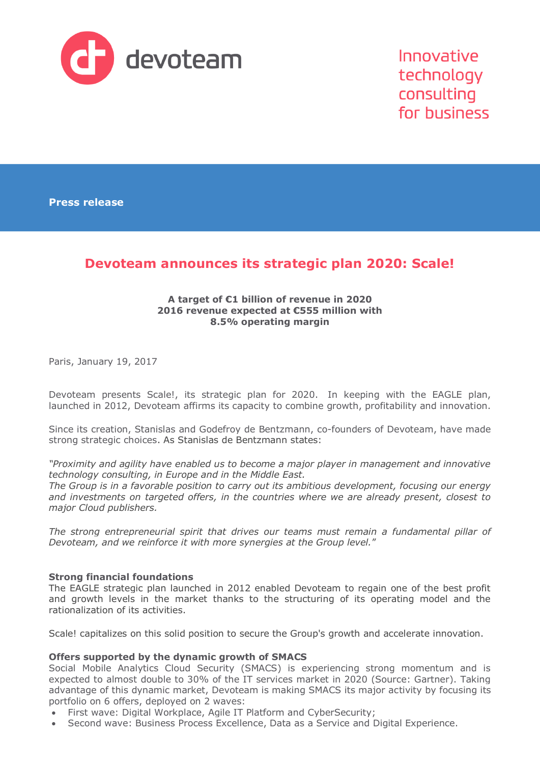devoteam

Innovative technology consulting for business

Press release

# Devoteam announces its strategic plan 2020: Scale!

**A target of €1 billion of revenue in 2020**
**2016 revenue expected at €555 million with 8.5% operating margin**

Paris, January 19, 2017

Devoteam presents Scale!, its strategic plan for 2020. In keeping with the EAGLE plan, launched in 2012, Devoteam affirms its capacity to combine growth, profitability and innovation.

Since its creation, Stanislas and Godefroy de Bentzmann, co-founders of Devoteam, have made strong strategic choices. As Stanislas de Bentzmann states:

*"Proximity and agility have enabled us to become a major player in management and innovative technology consulting, in Europe and in the Middle East.*
*The Group is in a favorable position to carry out its ambitious development, focusing our energy and investments on targeted offers, in the countries where we are already present, closest to major Cloud publishers.*

*The strong entrepreneurial spirit that drives our teams must remain a fundamental pillar of Devoteam, and we reinforce it with more synergies at the Group level."*

**Strong financial foundations**
The EAGLE strategic plan launched in 2012 enabled Devoteam to regain one of the best profit and growth levels in the market thanks to the structuring of its operating model and the rationalization of its activities.

Scale! capitalizes on this solid position to secure the Group's growth and accelerate innovation.

**Offers supported by the dynamic growth of SMACS**
Social Mobile Analytics Cloud Security (SMACS) is experiencing strong momentum and is expected to almost double to 30% of the IT services market in 2020 (Source: Gartner). Taking advantage of this dynamic market, Devoteam is making SMACS its major activity by focusing its portfolio on 6 offers, deployed on 2 waves:

- First wave: Digital Workplace, Agile IT Platform and CyberSecurity;
- Second wave: Business Process Excellence, Data as a Service and Digital Experience.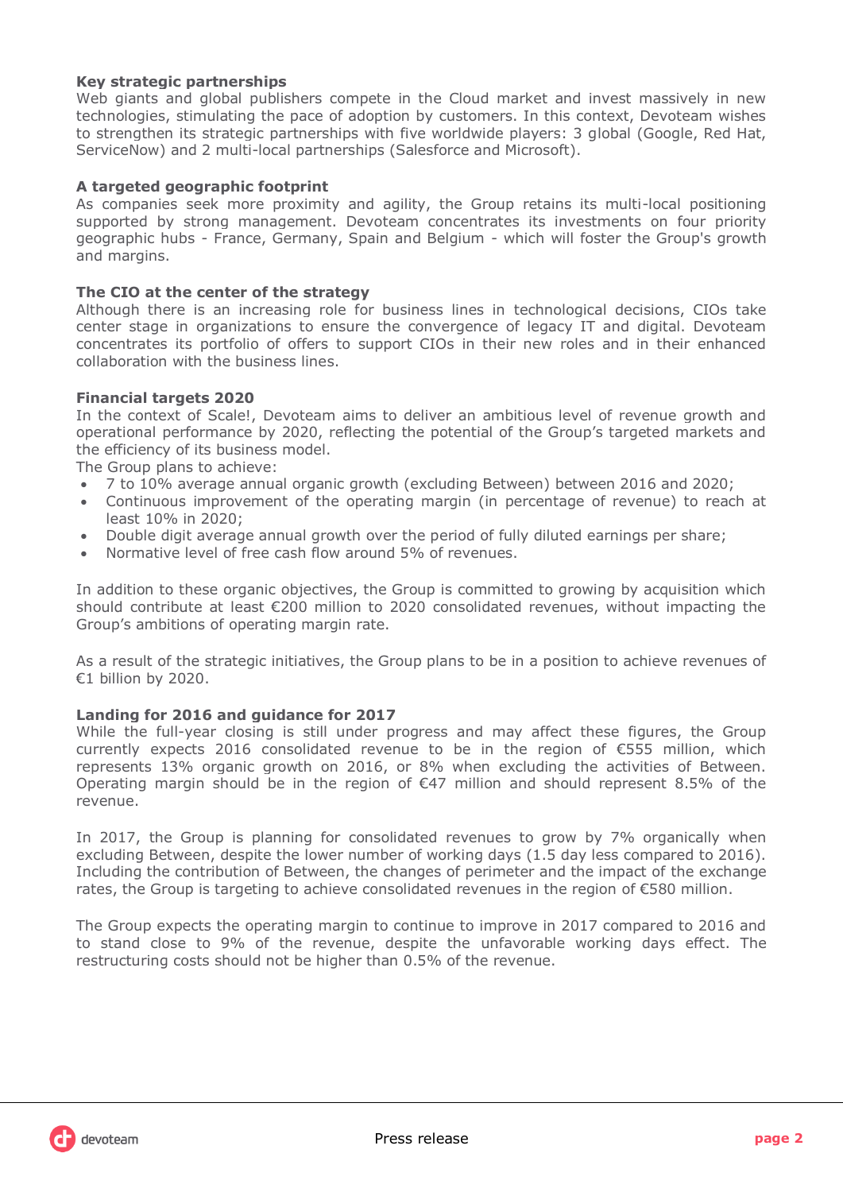### Key strategic partnerships

Web giants and global publishers compete in the Cloud market and invest massively in new technologies, stimulating the pace of adoption by customers. In this context, Devoteam wishes to strengthen its strategic partnerships with five worldwide players: 3 global (Google, Red Hat, ServiceNow) and 2 multi-local partnerships (Salesforce and Microsoft).

### A targeted geographic footprint

As companies seek more proximity and agility, the Group retains its multi-local positioning supported by strong management. Devoteam concentrates its investments on four priority geographic hubs - France, Germany, Spain and Belgium - which will foster the Group's growth and margins.

### The CIO at the center of the strategy

Although there is an increasing role for business lines in technological decisions, CIOs take center stage in organizations to ensure the convergence of legacy IT and digital. Devoteam concentrates its portfolio of offers to support CIOs in their new roles and in their enhanced collaboration with the business lines.

### Financial targets 2020

In the context of Scale!, Devoteam aims to deliver an ambitious level of revenue growth and operational performance by 2020, reflecting the potential of the Group's targeted markets and the efficiency of its business model.

The Group plans to achieve:

- 7 to 10% average annual organic growth (excluding Between) between 2016 and 2020;
- Continuous improvement of the operating margin (in percentage of revenue) to reach at least 10% in 2020;
- Double digit average annual growth over the period of fully diluted earnings per share;
- Normative level of free cash flow around 5% of revenues.

In addition to these organic objectives, the Group is committed to growing by acquisition which should contribute at least €200 million to 2020 consolidated revenues, without impacting the Group's ambitions of operating margin rate.

As a result of the strategic initiatives, the Group plans to be in a position to achieve revenues of €1 billion by 2020.

### Landing for 2016 and guidance for 2017

While the full-year closing is still under progress and may affect these figures, the Group currently expects 2016 consolidated revenue to be in the region of €555 million, which represents 13% organic growth on 2016, or 8% when excluding the activities of Between. Operating margin should be in the region of €47 million and should represent 8.5% of the revenue.

In 2017, the Group is planning for consolidated revenues to grow by 7% organically when excluding Between, despite the lower number of working days (1.5 day less compared to 2016). Including the contribution of Between, the changes of perimeter and the impact of the exchange rates, the Group is targeting to achieve consolidated revenues in the region of €580 million.

The Group expects the operating margin to continue to improve in 2017 compared to 2016 and to stand close to 9% of the revenue, despite the unfavorable working days effect. The restructuring costs should not be higher than 0.5% of the revenue.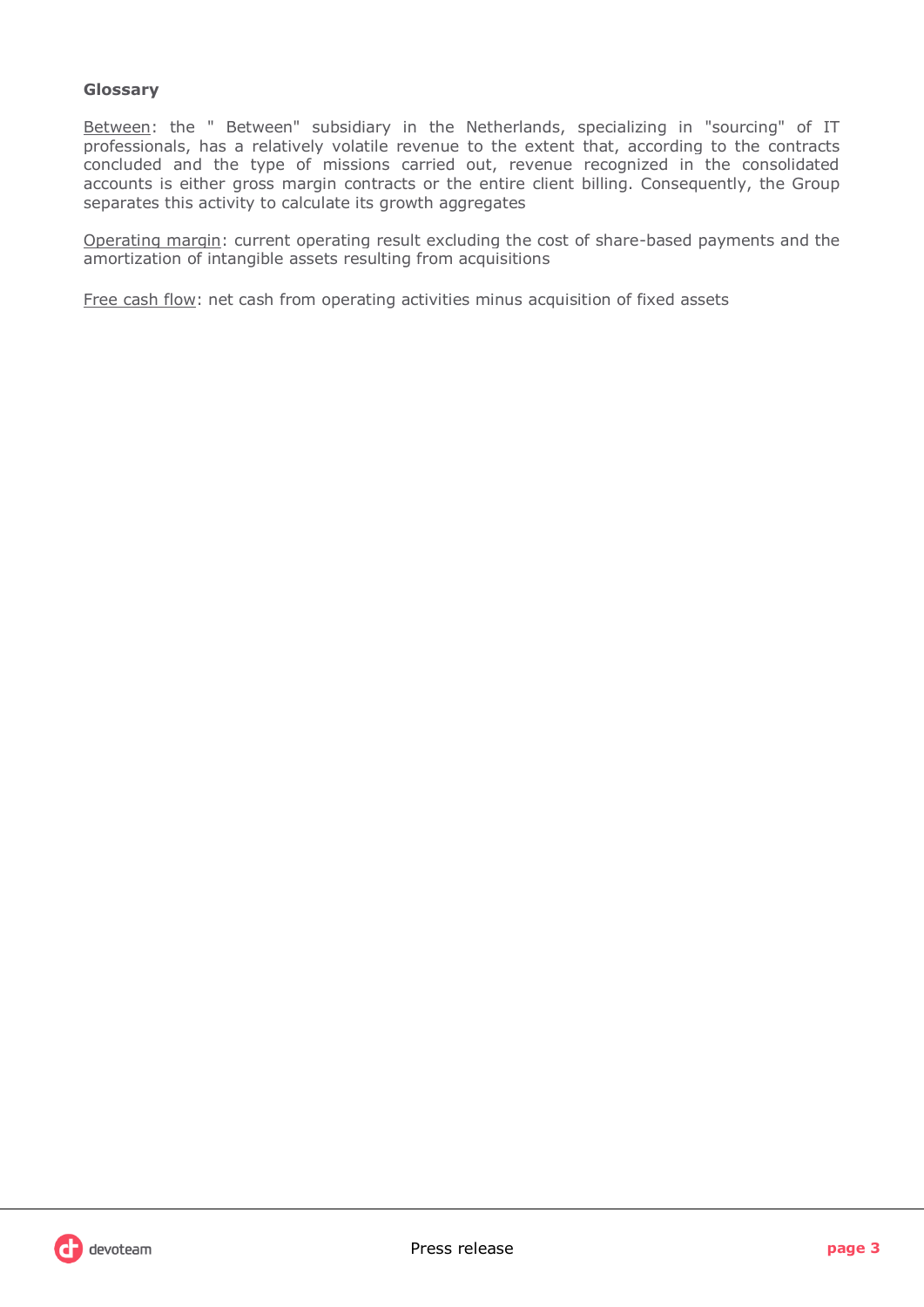**Glossary**

Between: the " Between" subsidiary in the Netherlands, specializing in "sourcing" of IT professionals, has a relatively volatile revenue to the extent that, according to the contracts concluded and the type of missions carried out, revenue recognized in the consolidated accounts is either gross margin contracts or the entire client billing. Consequently, the Group separates this activity to calculate its growth aggregates

Operating margin: current operating result excluding the cost of share-based payments and the amortization of intangible assets resulting from acquisitions

Free cash flow: net cash from operating activities minus acquisition of fixed assets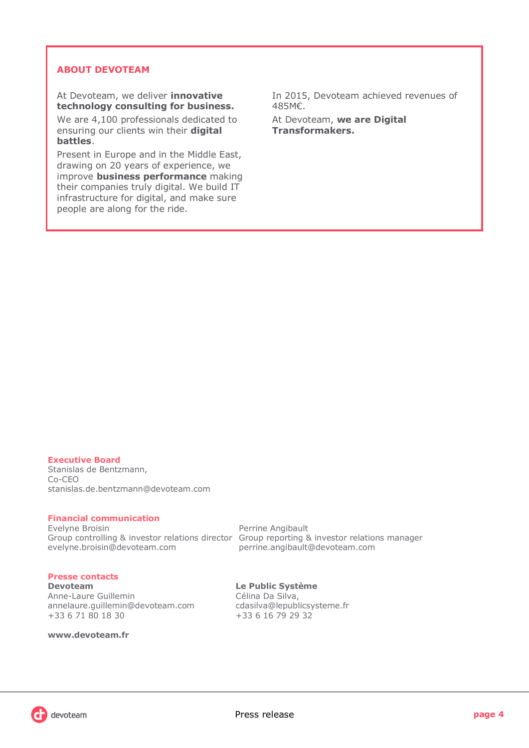## ABOUT DEVOTEAM

At Devoteam, we deliver **innovative technology consulting for business.**

We are 4,100 professionals dedicated to ensuring our clients win their **digital battles**.

Present in Europe and in the Middle East, drawing on 20 years of experience, we improve **business performance** making their companies truly digital. We build IT infrastructure for digital, and make sure people are along for the ride.

In 2015, Devoteam achieved revenues of 485M€.

At Devoteam, **we are Digital Transformakers.**

**Executive Board**
Stanislas de Bentzmann,
Co-CEO
stanislas.de.bentzmann@devoteam.com

**Financial communication**

Evelyne Broisin
Group controlling & investor relations director
evelyne.broisin@devoteam.com

Perrine Angibault
Group reporting & investor relations manager
perrine.angibault@devoteam.com

**Presse contacts**

**Devoteam**
Anne-Laure Guillemin
annelaure.guillemin@devoteam.com
+33 6 71 80 18 30

**Le Public Système**
Célina Da Silva,
cdasilva@lepublicsysteme.fr
+33 6 16 79 29 32

**www.devoteam.fr**